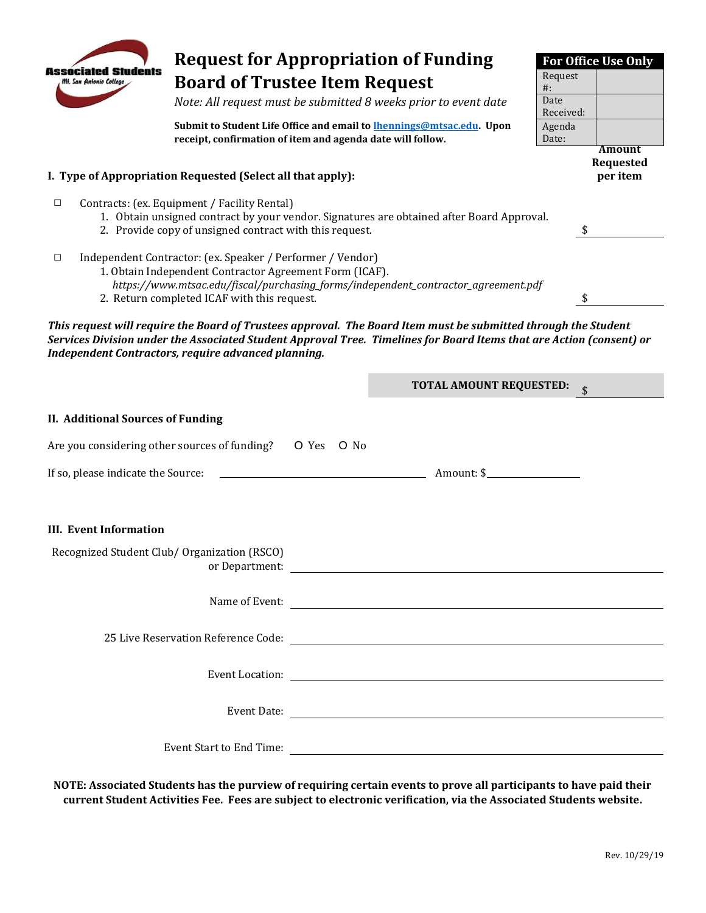**Associated Students**
*Mt. San Antonio College*

# Request for Appropriation of Funding
# Board of Trustee Item Request

*Note: All request must be submitted 8 weeks prior to event date*

**Submit to Student Life Office and email to lhennings@mtsac.edu. Upon receipt, confirmation of item and agenda date will follow.**

| For Office Use Only | |
|---|---|
| Request #: | |
| Date Received: | |
| Agenda Date: | |

## I. Type of Appropriation Requested (Select all that apply):

**Amount Requested per item**

☐ Contracts: (ex. Equipment / Facility Rental)
1. Obtain unsigned contract by your vendor. Signatures are obtained after Board Approval.
2. Provide copy of unsigned contract with this request.

$ ____________

☐ Independent Contractor: (ex. Speaker / Performer / Vendor)
1. Obtain Independent Contractor Agreement Form (ICAF).
   *https://www.mtsac.edu/fiscal/purchasing_forms/independent_contractor_agreement.pdf*
2. Return completed ICAF with this request.

$ ____________

***This request will require the Board of Trustees approval. The Board Item must be submitted through the Student Services Division under the Associated Student Approval Tree. Timelines for Board Items that are Action (consent) or Independent Contractors, require advanced planning.***

**TOTAL AMOUNT REQUESTED:** $ ____________

## II. Additional Sources of Funding

Are you considering other sources of funding? O Yes O No

If so, please indicate the Source: ______________________ Amount: $____________

## III. Event Information

Recognized Student Club/ Organization (RSCO) or Department: ______________________

Name of Event: ______________________

25 Live Reservation Reference Code: ______________________

Event Location: ______________________

Event Date: ______________________

Event Start to End Time: ______________________

**NOTE: Associated Students has the purview of requiring certain events to prove all participants to have paid their current Student Activities Fee. Fees are subject to electronic verification, via the Associated Students website.**

Rev. 10/29/19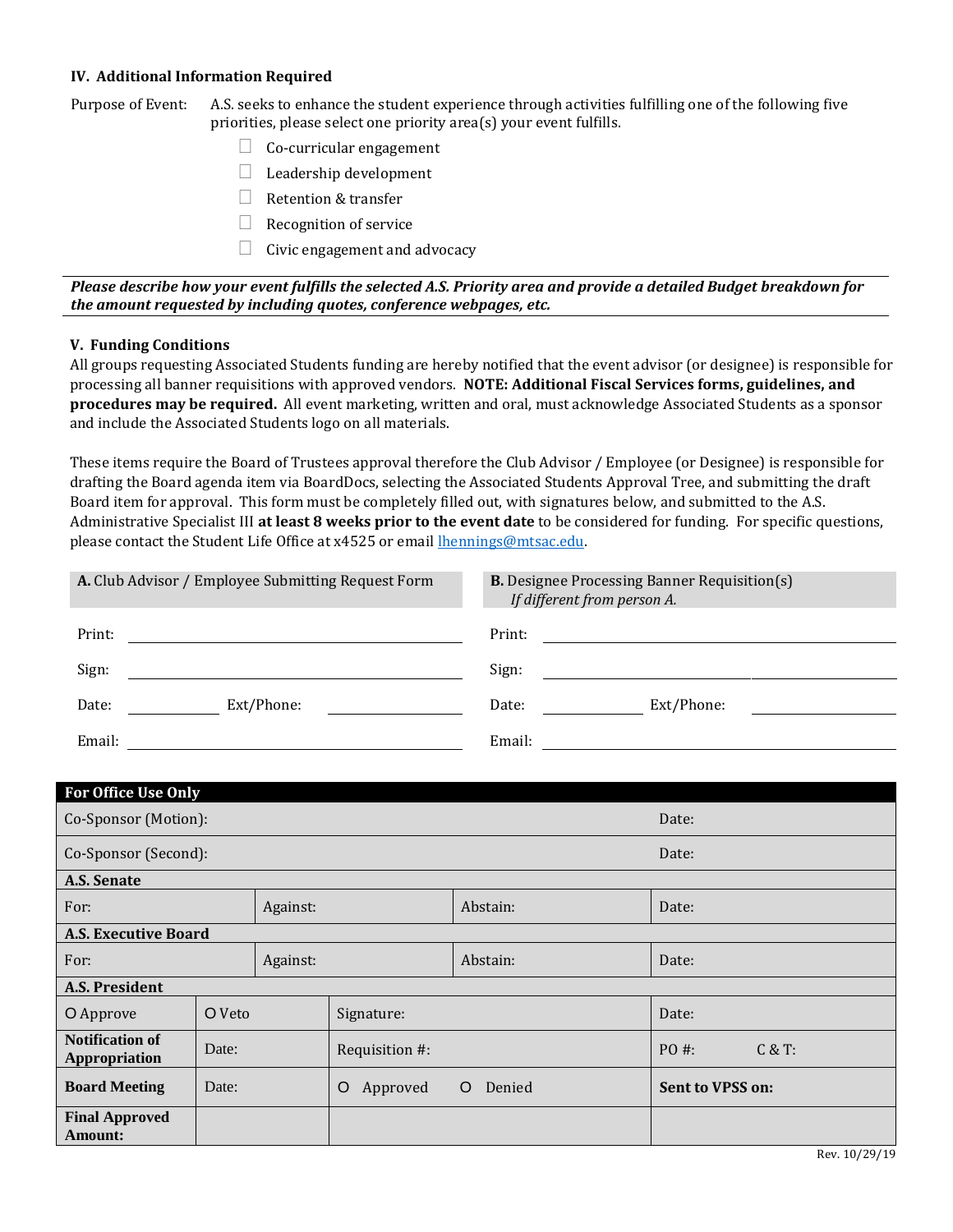### IV. Additional Information Required

Purpose of Event: A.S. seeks to enhance the student experience through activities fulfilling one of the following five priorities, please select one priority area(s) your event fulfills.

- ☐ Co-curricular engagement
- ☐ Leadership development
- ☐ Retention & transfer
- ☐ Recognition of service
- ☐ Civic engagement and advocacy

***Please describe how your event fulfills the selected A.S. Priority area and provide a detailed Budget breakdown for the amount requested by including quotes, conference webpages, etc.***

### V. Funding Conditions

All groups requesting Associated Students funding are hereby notified that the event advisor (or designee) is responsible for processing all banner requisitions with approved vendors. **NOTE: Additional Fiscal Services forms, guidelines, and procedures may be required.** All event marketing, written and oral, must acknowledge Associated Students as a sponsor and include the Associated Students logo on all materials.

These items require the Board of Trustees approval therefore the Club Advisor / Employee (or Designee) is responsible for drafting the Board agenda item via BoardDocs, selecting the Associated Students Approval Tree, and submitting the draft Board item for approval. This form must be completely filled out, with signatures below, and submitted to the A.S. Administrative Specialist III **at least 8 weeks prior to the event date** to be considered for funding. For specific questions, please contact the Student Life Office at x4525 or email lhennings@mtsac.edu.

| **A.** Club Advisor / Employee Submitting Request Form | | | **B.** Designee Processing Banner Requisition(s) *If different from person A.* | | |
|---|---|---|---|---|---|
| Print: | | | Print: | | |
| Sign: | | | Sign: | | |
| Date: | Ext/Phone: | | Date: | Ext/Phone: | |
| Email: | | | Email: | | |

| **For Office Use Only** | | | | |
|---|---|---|---|---|
| Co-Sponsor (Motion): | | | | Date: |
| Co-Sponsor (Second): | | | | Date: |
| **A.S. Senate** | | | | |
| For: | | Against: | Abstain: | Date: |
| **A.S. Executive Board** | | | | |
| For: | | Against: | Abstain: | Date: |
| **A.S. President** | | | | |
| O Approve | O Veto | Signature: | | Date: |
| **Notification of Appropriation** | Date: | Requisition #: | | PO #: C & T: |
| **Board Meeting** | Date: | O Approved O Denied | | **Sent to VPSS on:** |
| **Final Approved Amount:** | | | | |

Rev. 10/29/19